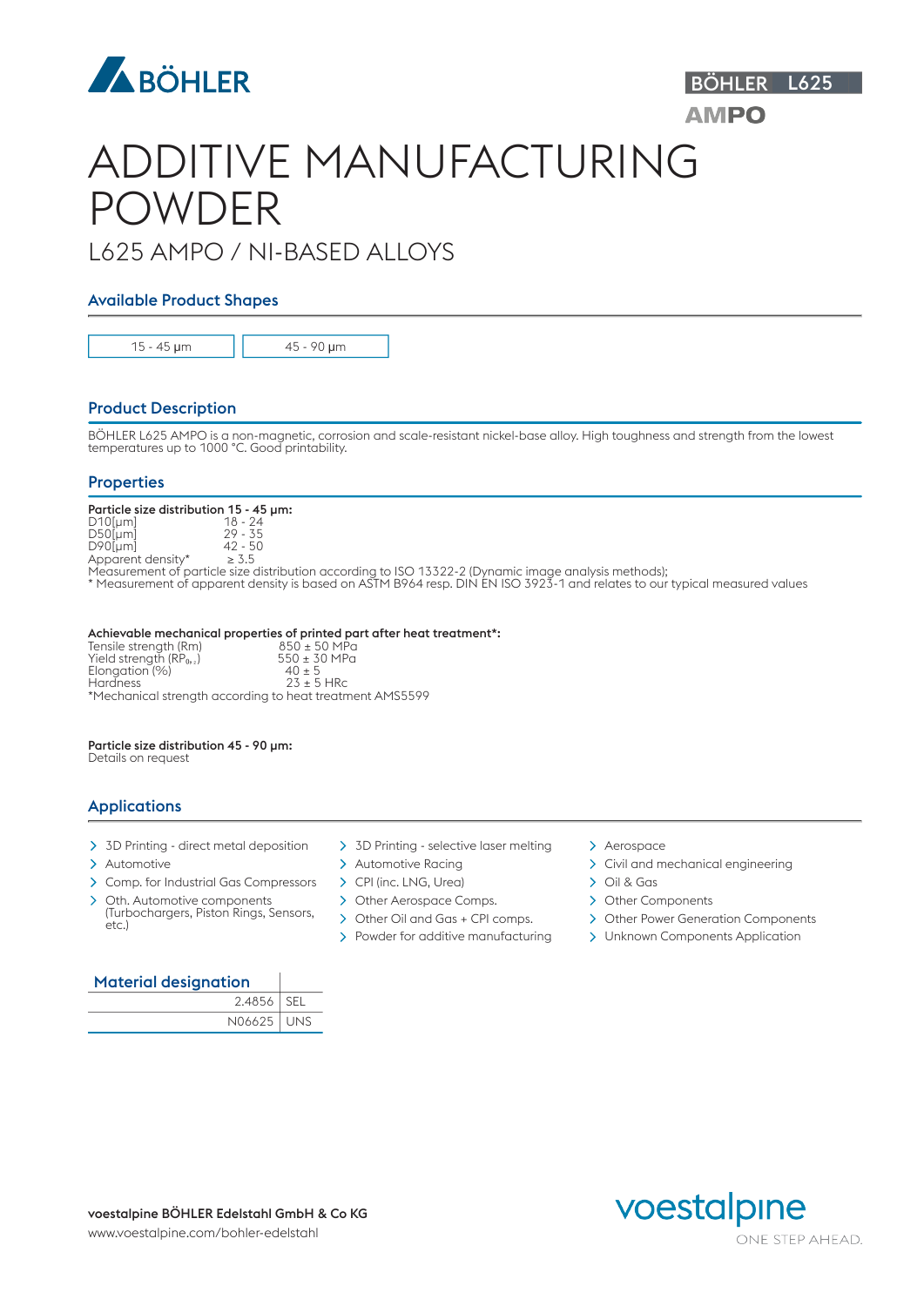BÖHLER

BÖHLER L625

AMPO

# ADDITIVE MANUFACTURING POWDER

L625 AMPO / NI-BASED ALLOYS

## Available Product Shapes

| 15 - 45 µm | 45 - 90 µm |
|---|---|

## Product Description

BÖHLER L625 AMPO is a non-magnetic, corrosion and scale-resistant nickel-base alloy. High toughness and strength from the lowest temperatures up to 1000 °C. Good printability.

## Properties

**Particle size distribution 15 - 45 µm:**

| | |
|---|---|
| D10[µm] | 18 - 24 |
| D50[µm] | 29 - 35 |
| D90[µm] | 42 - 50 |
| Apparent density* | ≥ 3.5 |

Measurement of particle size distribution according to ISO 13322-2 (Dynamic image analysis methods);
* Measurement of apparent density is based on ASTM B964 resp. DIN EN ISO 3923-1 and relates to our typical measured values

**Achievable mechanical properties of printed part after heat treatment*:**

| | |
|---|---|
| Tensile strength (Rm) | 850 ± 50 MPa |
| Yield strength ($RP_{0,2}$) | 550 ± 30 MPa |
| Elongation (%) | 40 ± 5 |
| Hardness | 23 ± 5 HRc |

*Mechanical strength according to heat treatment AMS5599

**Particle size distribution 45 - 90 µm:**
Details on request

## Applications

- 3D Printing - direct metal deposition
- Automotive
- Comp. for Industrial Gas Compressors
- Oth. Automotive components (Turbochargers, Piston Rings, Sensors, etc.)
- 3D Printing - selective laser melting
- Automotive Racing
- CPI (inc. LNG, Urea)
- Other Aerospace Comps.
- Other Oil and Gas + CPI comps.
- Powder for additive manufacturing
- Aerospace
- Civil and mechanical engineering
- Oil & Gas
- Other Components
- Other Power Generation Components
- Unknown Components Application

## Material designation

| | |
|---|---|
| 2.4856 | SEL |
| N06625 | UNS |

**voestalpine BÖHLER Edelstahl GmbH & Co KG**
www.voestalpine.com/bohler-edelstahl

voestalpine
ONE STEP AHEAD.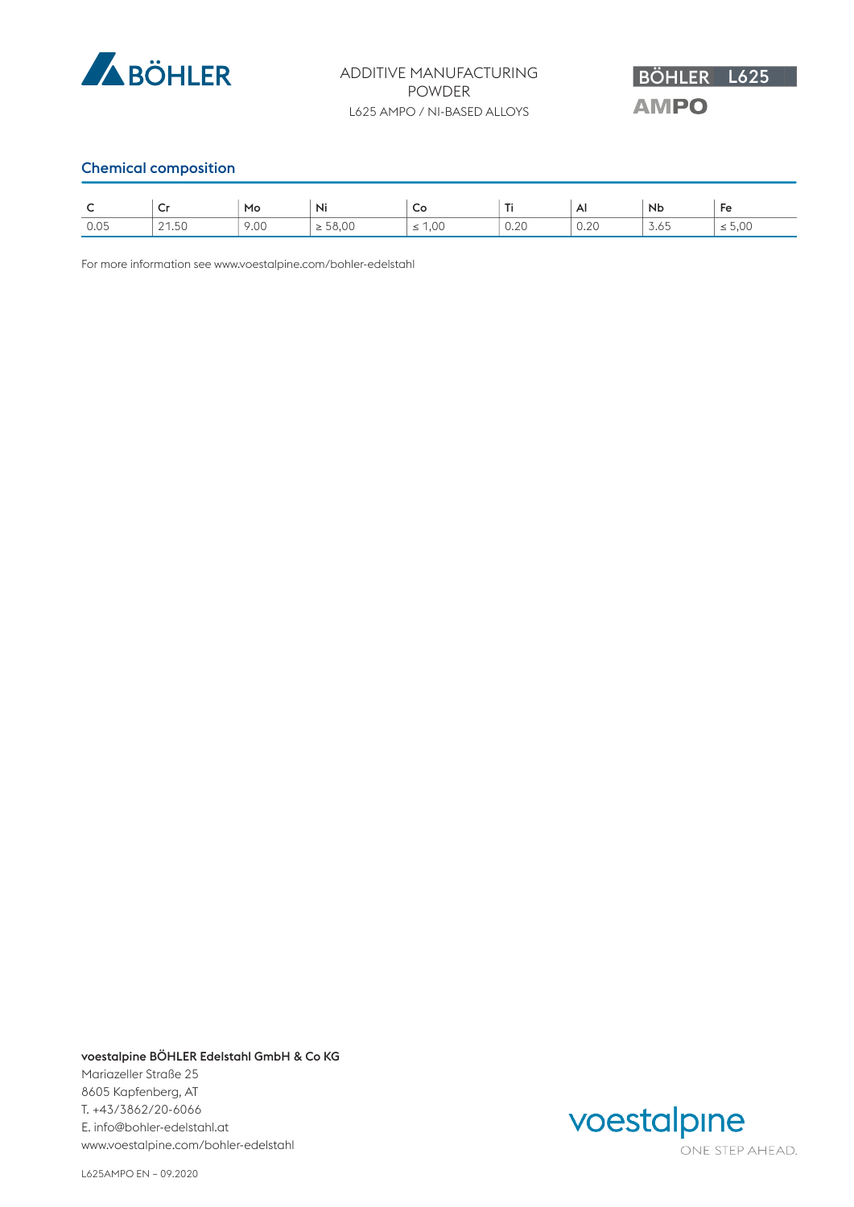## Chemical composition

| C | Cr | Mo | Ni | Co | Ti | Al | Nb | Fe |
|---|---|---|---|---|---|---|---|---|
| 0.05 | 21.50 | 9.00 | ≥ 58,00 | ≤ 1,00 | 0.20 | 0.20 | 3.65 | ≤ 5,00 |

For more information see www.voestalpine.com/bohler-edelstahl

**voestalpine BÖHLER Edelstahl GmbH & Co KG**
Mariazeller Straße 25
8605 Kapfenberg, AT
T. +43/3862/20-6066
E. info@bohler-edelstahl.at
www.voestalpine.com/bohler-edelstahl

voestalpine
ONE STEP AHEAD.

L625AMPO EN – 09.2020